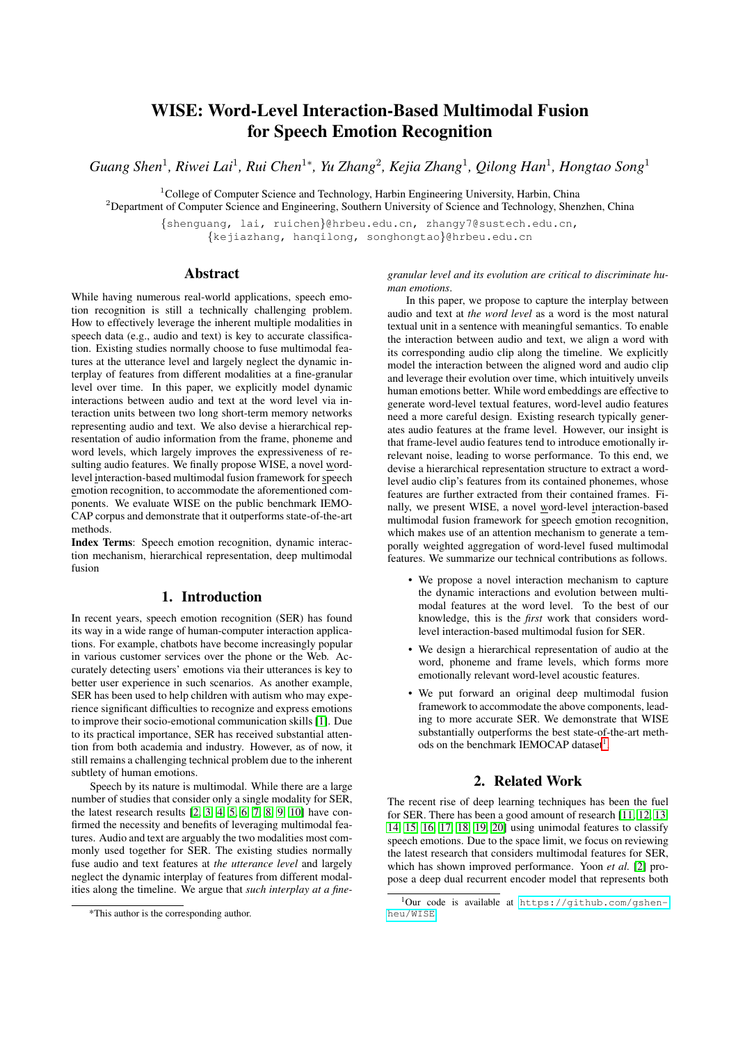# WISE: Word-Level Interaction-Based Multimodal Fusion for Speech Emotion Recognition

*Guang Shen*[1], *Riwei Lai*[1], *Rui Chen*[1*], *Yu Zhang*[2], *Kejia Zhang*[1], *Qilong Han*[1], *Hongtao Song*[1]

[1]College of Computer Science and Technology, Harbin Engineering University, Harbin, China
[2]Department of Computer Science and Engineering, Southern University of Science and Technology, Shenzhen, China

{shenguang, lai, ruichen}@hrbeu.edu.cn, zhangy7@sustech.edu.cn, {kejiazhang, hanqilong, songhongtao}@hrbeu.edu.cn

## Abstract

While having numerous real-world applications, speech emotion recognition is still a technically challenging problem. How to effectively leverage the inherent multiple modalities in speech data (e.g., audio and text) is key to accurate classification. Existing studies normally choose to fuse multimodal features at the utterance level and largely neglect the dynamic interplay of features from different modalities at a fine-granular level over time. In this paper, we explicitly model dynamic interactions between audio and text at the word level via interaction units between two long short-term memory networks representing audio and text. We also devise a hierarchical representation of audio information from the frame, phoneme and word levels, which largely improves the expressiveness of resulting audio features. We finally propose WISE, a novel word-level interaction-based multimodal fusion framework for speech emotion recognition, to accommodate the aforementioned components. We evaluate WISE on the public benchmark IEMOCAP corpus and demonstrate that it outperforms state-of-the-art methods.

**Index Terms**: Speech emotion recognition, dynamic interaction mechanism, hierarchical representation, deep multimodal fusion

## 1. Introduction

In recent years, speech emotion recognition (SER) has found its way in a wide range of human-computer interaction applications. For example, chatbots have become increasingly popular in various customer services over the phone or the Web. Accurately detecting users' emotions via their utterances is key to better user experience in such scenarios. As another example, SER has been used to help children with autism who may experience significant difficulties to recognize and express emotions to improve their socio-emotional communication skills [1]. Due to its practical importance, SER has received substantial attention from both academia and industry. However, as of now, it still remains a challenging technical problem due to the inherent subtlety of human emotions.

Speech by its nature is multimodal. While there are a large number of studies that consider only a single modality for SER, the latest research results [2, 3, 4, 5, 6, 7, 8, 9, 10] have confirmed the necessity and benefits of leveraging multimodal features. Audio and text are arguably the two modalities most commonly used together for SER. The existing studies normally fuse audio and text features at *the utterance level* and largely neglect the dynamic interplay of features from different modalities along the timeline. We argue that *such interplay at a fine-granular level and its evolution are critical to discriminate human emotions*.

In this paper, we propose to capture the interplay between audio and text at *the word level* as a word is the most natural textual unit in a sentence with meaningful semantics. To enable the interaction between audio and text, we align a word with its corresponding audio clip along the timeline. We explicitly model the interaction between the aligned word and audio clip and leverage their evolution over time, which intuitively unveils human emotions better. While word embeddings are effective to generate word-level textual features, word-level audio features need a more careful design. Existing research typically generates audio features at the frame level. However, our insight is that frame-level audio features tend to introduce emotionally irrelevant noise, leading to worse performance. To this end, we devise a hierarchical representation structure to extract a word-level audio clip's features from its contained phonemes, whose features are further extracted from their contained frames. Finally, we present WISE, a novel word-level interaction-based multimodal fusion framework for speech emotion recognition, which makes use of an attention mechanism to generate a temporally weighted aggregation of word-level fused multimodal features. We summarize our technical contributions as follows.

- We propose a novel interaction mechanism to capture the dynamic interactions and evolution between multimodal features at the word level. To the best of our knowledge, this is the *first* work that considers word-level interaction-based multimodal fusion for SER.
- We design a hierarchical representation of audio at the word, phoneme and frame levels, which forms more emotionally relevant word-level acoustic features.
- We put forward an original deep multimodal fusion framework to accommodate the above components, leading to more accurate SER. We demonstrate that WISE substantially outperforms the best state-of-the-art methods on the benchmark IEMOCAP dataset[1].

## 2. Related Work

The recent rise of deep learning techniques has been the fuel for SER. There has been a good amount of research [11, 12, 13, 14, 15, 16, 17, 18, 19, 20] using unimodal features to classify speech emotions. Due to the space limit, we focus on reviewing the latest research that considers multimodal features for SER, which has shown improved performance. Yoon *et al.* [2] propose a deep dual recurrent encoder model that represents both

*This author is the corresponding author.

[1]Our code is available at https://github.com/gshen-heu/WISE.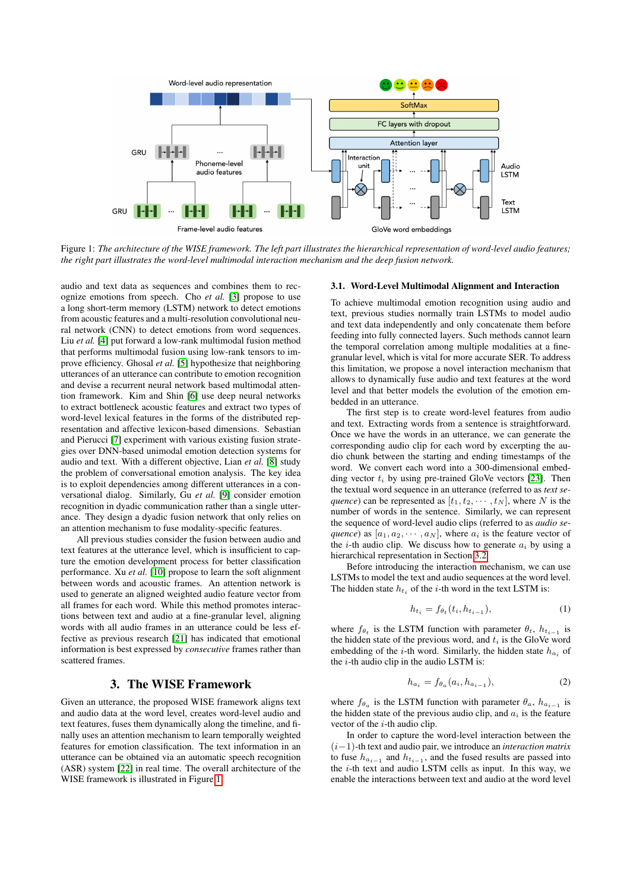Figure 1: *The architecture of the WISE framework. The left part illustrates the hierarchical representation of word-level audio features; the right part illustrates the word-level multimodal interaction mechanism and the deep fusion network.*

audio and text data as sequences and combines them to recognize emotions from speech. Cho *et al.* [3] propose to use a long short-term memory (LSTM) network to detect emotions from acoustic features and a multi-resolution convolutional neural network (CNN) to detect emotions from word sequences. Liu *et al.* [4] put forward a low-rank multimodal fusion method that performs multimodal fusion using low-rank tensors to improve efficiency. Ghosal *et al.* [5] hypothesize that neighboring utterances of an utterance can contribute to emotion recognition and devise a recurrent neural network based multimodal attention framework. Kim and Shin [6] use deep neural networks to extract bottleneck acoustic features and extract two types of word-level lexical features in the forms of the distributed representation and affective lexicon-based dimensions. Sebastian and Pierucci [7] experiment with various existing fusion strategies over DNN-based unimodal emotion detection systems for audio and text. With a different objective, Lian *et al.* [8] study the problem of conversational emotion analysis. The key idea is to exploit dependencies among different utterances in a conversational dialog. Similarly, Gu *et al.* [9] consider emotion recognition in dyadic communication rather than a single utterance. They design a dyadic fusion network that only relies on an attention mechanism to fuse modality-specific features.

All previous studies consider the fusion between audio and text features at the utterance level, which is insufficient to capture the emotion development process for better classification performance. Xu *et al.* [10] propose to learn the soft alignment between words and acoustic frames. An attention network is used to generate an aligned weighted audio feature vector from all frames for each word. While this method promotes interactions between text and audio at a fine-grained level, aligning words with all audio frames in an utterance could be less effective as previous research [21] has indicated that emotional information is best expressed by *consecutive* frames rather than scattered frames.

## 3. The WISE Framework

Given an utterance, the proposed WISE framework aligns text and audio data at the word level, creates word-level audio and text features, fuses them dynamically along the timeline, and finally uses an attention mechanism to learn temporally weighted features for emotion classification. The text information in an utterance can be obtained via an automatic speech recognition (ASR) system [22] in real time. The overall architecture of the WISE framework is illustrated in Figure 1.

### 3.1. Word-Level Multimodal Alignment and Interaction

To achieve multimodal emotion recognition using audio and text, previous studies normally train LSTMs to model audio and text data independently and only concatenate them before feeding into fully connected layers. Such methods cannot learn the temporal correlation among multiple modalities at a fine-granular level, which is vital for more accurate SER. To address this limitation, we propose a novel interaction mechanism that allows to dynamically fuse audio and text features at the word level and that better models the evolution of the emotion embedded in an utterance.

The first step is to create word-level features from audio and text. Extracting words from a sentence is straightforward. Once we have the words in an utterance, we can generate the corresponding audio clip for each word by excerpting the audio chunk between the starting and ending timestamps of the word. We convert each word into a 300-dimensional embedding vector $t_i$ by using pre-trained GloVe vectors [23]. Then the textual word sequence in an utterance (referred to as *text sequence*) can be represented as $[t_1, t_2, \cdots, t_N]$, where $N$ is the number of words in the sentence. Similarly, we can represent the sequence of word-level audio clips (referred to as *audio sequence*) as $[a_1, a_2, \cdots, a_N]$, where $a_i$ is the feature vector of the $i$-th audio clip. We discuss how to generate $a_i$ by using a hierarchical representation in Section 3.2.

Before introducing the interaction mechanism, we can use LSTMs to model the text and audio sequences at the word level. The hidden state $h_{t_i}$ of the $i$-th word in the text LSTM is:

$$h_{t_i} = f_{\theta_t}(t_i, h_{t_{i-1}}), \tag{1}$$

where $f_{\theta_t}$ is the LSTM function with parameter $\theta_t$, $h_{t_{i-1}}$ is the hidden state of the previous word, and $t_i$ is the GloVe word embedding of the $i$-th word. Similarly, the hidden state $h_{a_i}$ of the $i$-th audio clip in the audio LSTM is:

$$h_{a_i} = f_{\theta_a}(a_i, h_{a_{i-1}}), \tag{2}$$

where $f_{\theta_a}$ is the LSTM function with parameter $\theta_a$, $h_{a_{i-1}}$ is the hidden state of the previous audio clip, and $a_i$ is the feature vector of the $i$-th audio clip.

In order to capture the word-level interaction between the $(i-1)$-th text and audio pair, we introduce an *interaction matrix* to fuse $h_{a_{i-1}}$ and $h_{t_{i-1}}$, and the fused results are passed into the $i$-th text and audio LSTM cells as input. In this way, we enable the interactions between text and audio at the word level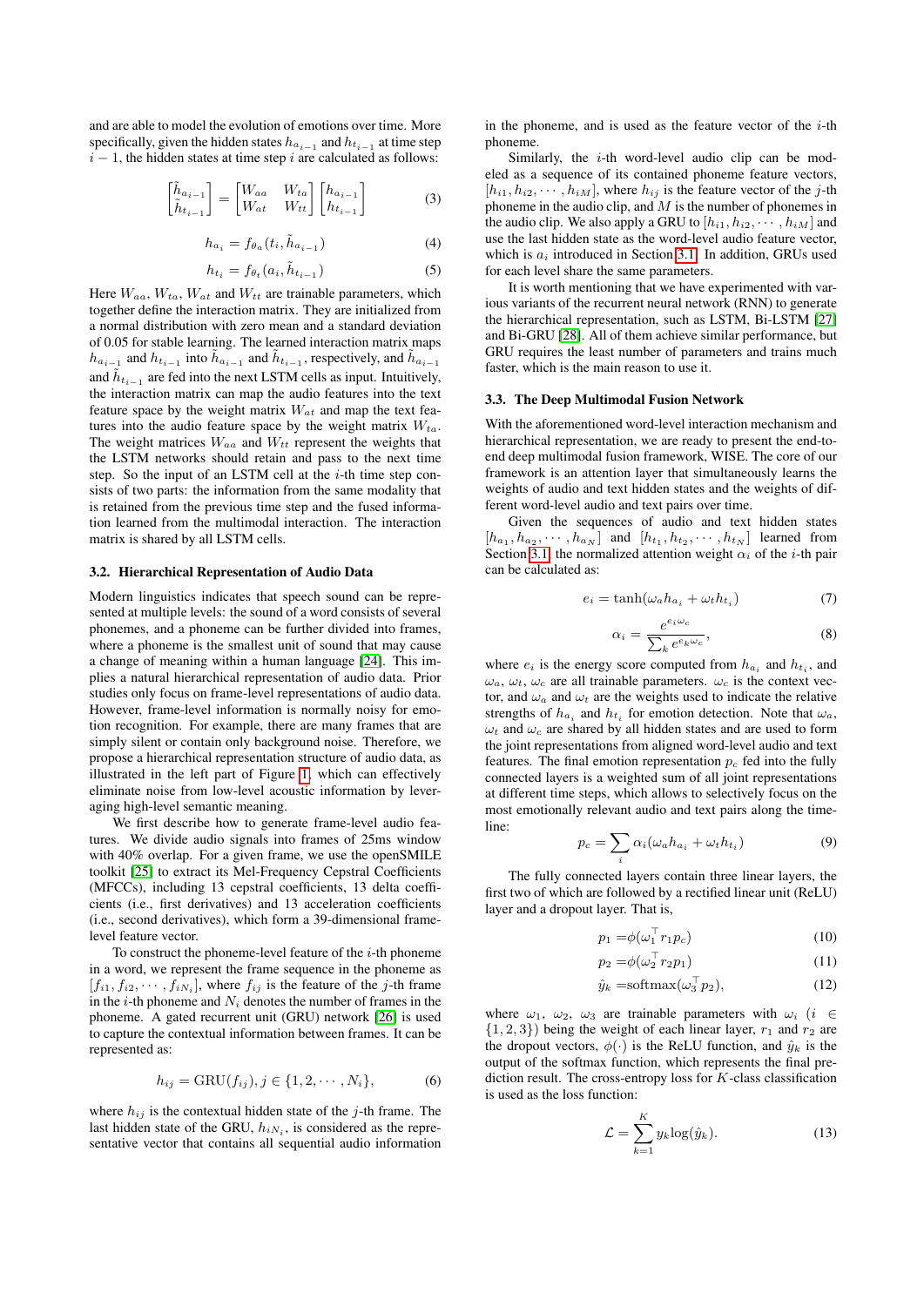and are able to model the evolution of emotions over time. More specifically, given the hidden states $h_{a_{i-1}}$ and $h_{t_{i-1}}$ at time step $i-1$, the hidden states at time step $i$ are calculated as follows:

$$\begin{bmatrix} \tilde{h}_{a_{i-1}} \\ \tilde{h}_{t_{i-1}} \end{bmatrix} = \begin{bmatrix} W_{aa} & W_{ta} \\ W_{at} & W_{tt} \end{bmatrix} \begin{bmatrix} h_{a_{i-1}} \\ h_{t_{i-1}} \end{bmatrix} \tag{3}$$

$$h_{a_i} = f_{\theta_a}(t_i, \tilde{h}_{a_{i-1}}) \tag{4}$$

$$h_{t_i} = f_{\theta_t}(a_i, \tilde{h}_{t_{i-1}}) \tag{5}$$

Here $W_{aa}$, $W_{ta}$, $W_{at}$ and $W_{tt}$ are trainable parameters, which together define the interaction matrix. They are initialized from a normal distribution with zero mean and a standard deviation of 0.05 for stable learning. The learned interaction matrix maps $h_{a_{i-1}}$ and $h_{t_{i-1}}$ into $\tilde{h}_{a_{i-1}}$ and $\tilde{h}_{t_{i-1}}$, respectively, and $\tilde{h}_{a_{i-1}}$ and $\tilde{h}_{t_{i-1}}$ are fed into the next LSTM cells as input. Intuitively, the interaction matrix can map the audio features into the text feature space by the weight matrix $W_{at}$ and map the text features into the audio feature space by the weight matrix $W_{ta}$. The weight matrices $W_{aa}$ and $W_{tt}$ represent the weights that the LSTM networks should retain and pass to the next time step. So the input of an LSTM cell at the $i$-th time step consists of two parts: the information from the same modality that is retained from the previous time step and the fused information learned from the multimodal interaction. The interaction matrix is shared by all LSTM cells.

### 3.2. Hierarchical Representation of Audio Data

Modern linguistics indicates that speech sound can be represented at multiple levels: the sound of a word consists of several phonemes, and a phoneme can be further divided into frames, where a phoneme is the smallest unit of sound that may cause a change of meaning within a human language [24]. This implies a natural hierarchical representation of audio data. Prior studies only focus on frame-level representations of audio data. However, frame-level information is normally noisy for emotion recognition. For example, there are many frames that are simply silent or contain only background noise. Therefore, we propose a hierarchical representation structure of audio data, as illustrated in the left part of Figure 1, which can effectively eliminate noise from low-level acoustic information by leveraging high-level semantic meaning.

We first describe how to generate frame-level audio features. We divide audio signals into frames of 25ms window with 40% overlap. For a given frame, we use the openSMILE toolkit [25] to extract its Mel-Frequency Cepstral Coefficients (MFCCs), including 13 cepstral coefficients, 13 delta coefficients (i.e., first derivatives) and 13 acceleration coefficients (i.e., second derivatives), which form a 39-dimensional frame-level feature vector.

To construct the phoneme-level feature of the $i$-th phoneme in a word, we represent the frame sequence in the phoneme as $[f_{i1}, f_{i2}, \cdots, f_{iN_i}]$, where $f_{ij}$ is the feature of the $j$-th frame in the $i$-th phoneme and $N_i$ denotes the number of frames in the phoneme. A gated recurrent unit (GRU) network [26] is used to capture the contextual information between frames. It can be represented as:

$$h_{ij} = \text{GRU}(f_{ij}), j \in \{1, 2, \cdots, N_i\}, \tag{6}$$

where $h_{ij}$ is the contextual hidden state of the $j$-th frame. The last hidden state of the GRU, $h_{iN_i}$, is considered as the representative vector that contains all sequential audio information in the phoneme, and is used as the feature vector of the $i$-th phoneme.

Similarly, the $i$-th word-level audio clip can be modeled as a sequence of its contained phoneme feature vectors, $[h_{i1}, h_{i2}, \cdots, h_{iM}]$, where $h_{ij}$ is the feature vector of the $j$-th phoneme in the audio clip, and $M$ is the number of phonemes in the audio clip. We also apply a GRU to $[h_{i1}, h_{i2}, \cdots, h_{iM}]$ and use the last hidden state as the word-level audio feature vector, which is $a_i$ introduced in Section 3.1. In addition, GRUs used for each level share the same parameters.

It is worth mentioning that we have experimented with various variants of the recurrent neural network (RNN) to generate the hierarchical representation, such as LSTM, Bi-LSTM [27] and Bi-GRU [28]. All of them achieve similar performance, but GRU requires the least number of parameters and trains much faster, which is the main reason to use it.

### 3.3. The Deep Multimodal Fusion Network

With the aforementioned word-level interaction mechanism and hierarchical representation, we are ready to present the end-to-end deep multimodal fusion framework, WISE. The core of our framework is an attention layer that simultaneously learns the weights of audio and text hidden states and the weights of different word-level audio and text pairs over time.

Given the sequences of audio and text hidden states $[h_{a_1}, h_{a_2}, \cdots, h_{a_N}]$ and $[h_{t_1}, h_{t_2}, \cdots, h_{t_N}]$ learned from Section 3.1, the normalized attention weight $\alpha_i$ of the $i$-th pair can be calculated as:

$$e_i = \tanh(\omega_a h_{a_i} + \omega_t h_{t_i}) \tag{7}$$

$$\alpha_i = \frac{e^{e_i \omega_c}}{\sum_k e^{e_k \omega_c}}, \tag{8}$$

where $e_i$ is the energy score computed from $h_{a_i}$ and $h_{t_i}$, and $\omega_a$, $\omega_t$, $\omega_c$ are all trainable parameters. $\omega_c$ is the context vector, and $\omega_a$ and $\omega_t$ are the weights used to indicate the relative strengths of $h_{a_i}$ and $h_{t_i}$ for emotion detection. Note that $\omega_a$, $\omega_t$ and $\omega_c$ are shared by all hidden states and are used to form the joint representations from aligned word-level audio and text features. The final emotion representation $p_c$ fed into the fully connected layers is a weighted sum of all joint representations at different time steps, which allows to selectively focus on the most emotionally relevant audio and text pairs along the timeline:

$$p_c = \sum_i \alpha_i(\omega_a h_{a_i} + \omega_t h_{t_i}) \tag{9}$$

The fully connected layers contain three linear layers, the first two of which are followed by a rectified linear unit (ReLU) layer and a dropout layer. That is,

$$p_1 = \phi(\omega_1^\top r_1 p_c) \tag{10}$$

$$p_2 = \phi(\omega_2^\top r_2 p_1) \tag{11}$$

$$\hat{y}_k = \text{softmax}(\omega_3^\top p_2), \tag{12}$$

where $\omega_1$, $\omega_2$, $\omega_3$ are trainable parameters with $\omega_i$ ($i \in \{1, 2, 3\}$) being the weight of each linear layer, $r_1$ and $r_2$ are the dropout vectors, $\phi(\cdot)$ is the ReLU function, and $\hat{y}_k$ is the output of the softmax function, which represents the final prediction result. The cross-entropy loss for $K$-class classification is used as the loss function:

$$\mathcal{L} = \sum_{k=1}^{K} y_k \log(\hat{y}_k). \tag{13}$$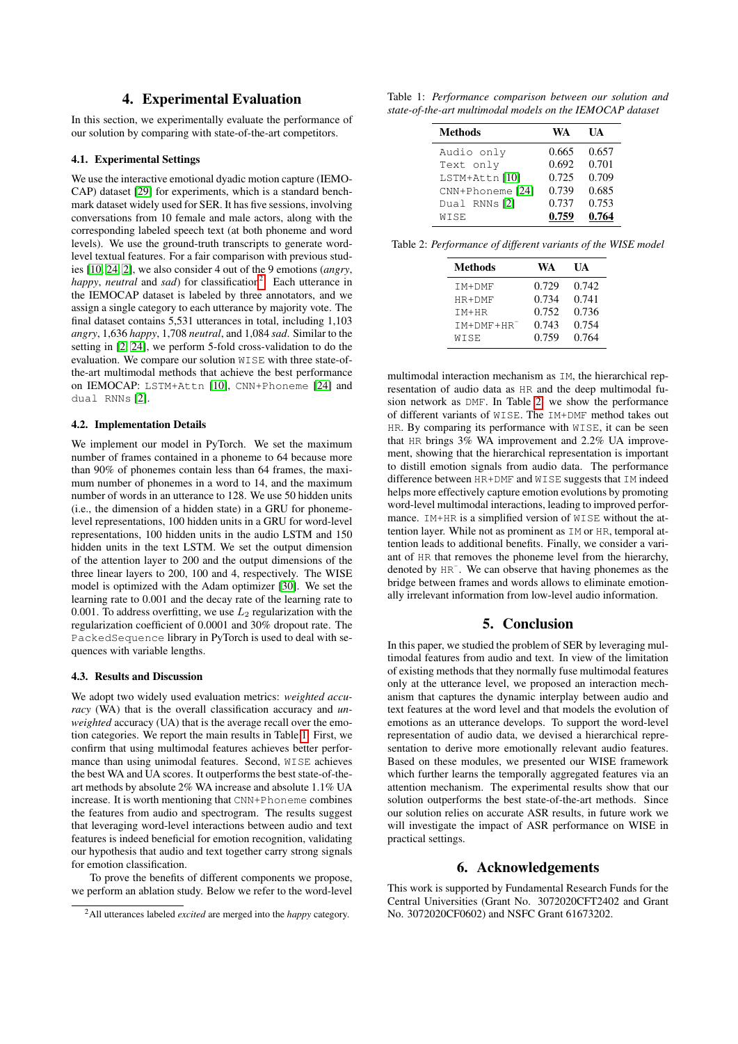## 4. Experimental Evaluation

In this section, we experimentally evaluate the performance of our solution by comparing with state-of-the-art competitors.

### 4.1. Experimental Settings

We use the interactive emotional dyadic motion capture (IEMOCAP) dataset [29] for experiments, which is a standard benchmark dataset widely used for SER. It has five sessions, involving conversations from 10 female and male actors, along with the corresponding labeled speech text (at both phoneme and word levels). We use the ground-truth transcripts to generate word-level textual features. For a fair comparison with previous studies [10, 24, 2], we also consider 4 out of the 9 emotions (*angry*, *happy*, *neutral* and *sad*) for classification[2]. Each utterance in the IEMOCAP dataset is labeled by three annotators, and we assign a single category to each utterance by majority vote. The final dataset contains 5,531 utterances in total, including 1,103 *angry*, 1,636 *happy*, 1,708 *neutral*, and 1,084 *sad*. Similar to the setting in [2, 24], we perform 5-fold cross-validation to do the evaluation. We compare our solution `WISE` with three state-of-the-art multimodal methods that achieve the best performance on IEMOCAP: `LSTM+Attn` [10], `CNN+Phoneme` [24] and `dual RNNs` [2].

### 4.2. Implementation Details

We implement our model in PyTorch. We set the maximum number of frames contained in a phoneme to 64 because more than 90% of phonemes contain less than 64 frames, the maximum number of phonemes in a word to 14, and the maximum number of words in an utterance to 128. We use 50 hidden units (i.e., the dimension of a hidden state) in a GRU for phoneme-level representations, 100 hidden units in a GRU for word-level representations, 100 hidden units in the audio LSTM and 150 hidden units in the text LSTM. We set the output dimension of the attention layer to 200 and the output dimensions of the three linear layers to 200, 100 and 4, respectively. The WISE model is optimized with the Adam optimizer [30]. We set the learning rate to 0.001 and the decay rate of the learning rate to 0.001. To address overfitting, we use $L_2$ regularization with the regularization coefficient of 0.0001 and 30% dropout rate. The `PackedSequence` library in PyTorch is used to deal with sequences with variable lengths.

### 4.3. Results and Discussion

We adopt two widely used evaluation metrics: *weighted accuracy* (WA) that is the overall classification accuracy and *unweighted* accuracy (UA) that is the average recall over the emotion categories. We report the main results in Table 1. First, we confirm that using multimodal features achieves better performance than using unimodal features. Second, `WISE` achieves the best WA and UA scores. It outperforms the best state-of-the-art methods by absolute 2% WA increase and absolute 1.1% UA increase. It is worth mentioning that `CNN+Phoneme` combines the features from audio and spectrogram. The results suggest that leveraging word-level interactions between audio and text features is indeed beneficial for emotion recognition, validating our hypothesis that audio and text together carry strong signals for emotion classification.

To prove the benefits of different components we propose, we perform an ablation study. Below we refer to the word-level multimodal interaction mechanism as `IM`, the hierarchical representation of audio data as `HR` and the deep multimodal fusion network as `DMF`. In Table 2, we show the performance of different variants of `WISE`. The `IM+DMF` method takes out `HR`. By comparing its performance with `WISE`, it can be seen that `HR` brings 3% WA improvement and 2.2% UA improvement, showing that the hierarchical representation is important to distill emotion signals from audio data. The performance difference between `HR+DMF` and `WISE` suggests that `IM` indeed helps more effectively capture emotion evolutions by promoting word-level multimodal interactions, leading to improved performance. `IM+HR` is a simplified version of `WISE` without the attention layer. While not as prominent as `IM` or `HR`, temporal attention leads to additional benefits. Finally, we consider a variant of `HR` that removes the phoneme level from the hierarchy, denoted by $\text{HR}^{-}$. We can observe that having phonemes as the bridge between frames and words allows to eliminate emotionally irrelevant information from low-level audio information.

Table 1: *Performance comparison between our solution and state-of-the-art multimodal models on the IEMOCAP dataset*

| Methods | WA | UA |
|---|---|---|
| `Audio only` | 0.665 | 0.657 |
| `Text only` | 0.692 | 0.701 |
| `LSTM+Attn` [10] | 0.725 | 0.709 |
| `CNN+Phoneme` [24] | 0.739 | 0.685 |
| `Dual RNNs` [2] | 0.737 | 0.753 |
| `WISE` | **0.759** | **0.764** |

Table 2: *Performance of different variants of the WISE model*

| Methods | WA | UA |
|---|---|---|
| `IM+DMF` | 0.729 | 0.742 |
| `HR+DMF` | 0.734 | 0.741 |
| `IM+HR` | 0.752 | 0.736 |
| `IM+DMF+HR`$^{-}$ | 0.743 | 0.754 |
| `WISE` | 0.759 | 0.764 |

## 5. Conclusion

In this paper, we studied the problem of SER by leveraging multimodal features from audio and text. In view of the limitation of existing methods that they normally fuse multimodal features only at the utterance level, we proposed an interaction mechanism that captures the dynamic interplay between audio and text features at the word level and that models the evolution of emotions as an utterance develops. To support the word-level representation of audio data, we devised a hierarchical representation to derive more emotionally relevant audio features. Based on these modules, we presented our WISE framework which further learns the temporally aggregated features via an attention mechanism. The experimental results show that our solution outperforms the best state-of-the-art methods. Since our solution relies on accurate ASR results, in future work we will investigate the impact of ASR performance on WISE in practical settings.

## 6. Acknowledgements

This work is supported by Fundamental Research Funds for the Central Universities (Grant No. 3072020CFT2402 and Grant No. 3072020CF0602) and NSFC Grant 61673202.

---

[2] All utterances labeled *excited* are merged into the *happy* category.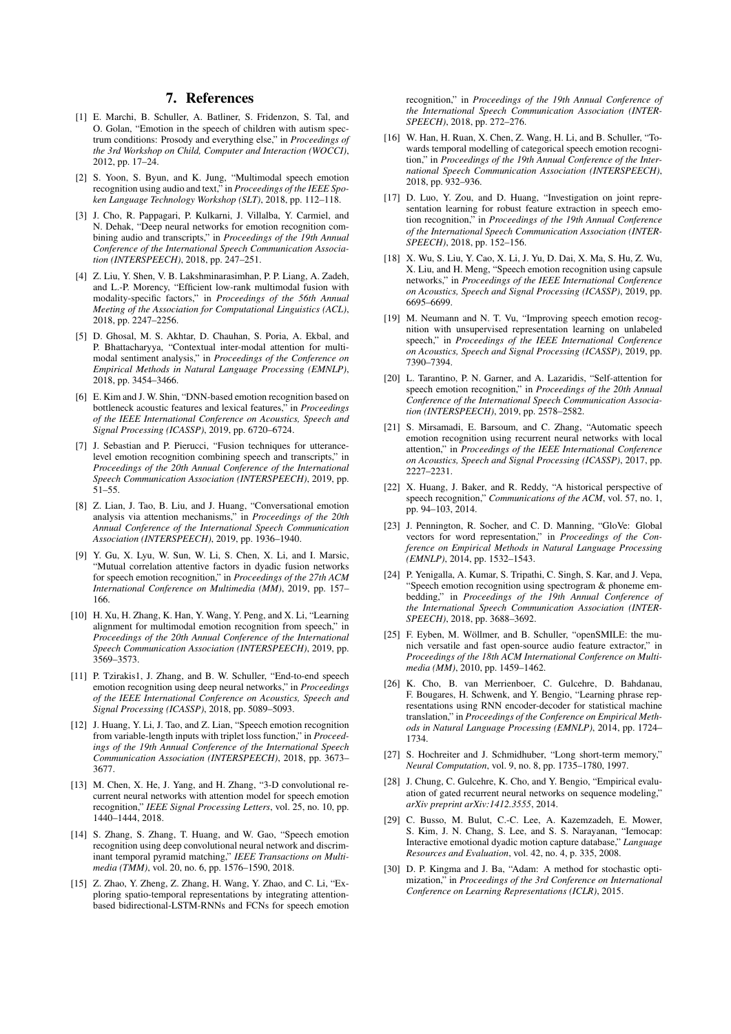## 7. References

[1] E. Marchi, B. Schuller, A. Batliner, S. Fridenzon, S. Tal, and O. Golan, "Emotion in the speech of children with autism spectrum conditions: Prosody and everything else," in *Proceedings of the 3rd Workshop on Child, Computer and Interaction (WOCCI)*, 2012, pp. 17–24.

[2] S. Yoon, S. Byun, and K. Jung, "Multimodal speech emotion recognition using audio and text," in *Proceedings of the IEEE Spoken Language Technology Workshop (SLT)*, 2018, pp. 112–118.

[3] J. Cho, R. Pappagari, P. Kulkarni, J. Villalba, Y. Carmiel, and N. Dehak, "Deep neural networks for emotion recognition combining audio and transcripts," in *Proceedings of the 19th Annual Conference of the International Speech Communication Association (INTERSPEECH)*, 2018, pp. 247–251.

[4] Z. Liu, Y. Shen, V. B. Lakshminarasimhan, P. P. Liang, A. Zadeh, and L.-P. Morency, "Efficient low-rank multimodal fusion with modality-specific factors," in *Proceedings of the 56th Annual Meeting of the Association for Computational Linguistics (ACL)*, 2018, pp. 2247–2256.

[5] D. Ghosal, M. S. Akhtar, D. Chauhan, S. Poria, A. Ekbal, and P. Bhattacharyya, "Contextual inter-modal attention for multimodal sentiment analysis," in *Proceedings of the Conference on Empirical Methods in Natural Language Processing (EMNLP)*, 2018, pp. 3454–3466.

[6] E. Kim and J. W. Shin, "DNN-based emotion recognition based on bottleneck acoustic features and lexical features," in *Proceedings of the IEEE International Conference on Acoustics, Speech and Signal Processing (ICASSP)*, 2019, pp. 6720–6724.

[7] J. Sebastian and P. Pierucci, "Fusion techniques for utterance-level emotion recognition combining speech and transcripts," in *Proceedings of the 20th Annual Conference of the International Speech Communication Association (INTERSPEECH)*, 2019, pp. 51–55.

[8] Z. Lian, J. Tao, B. Liu, and J. Huang, "Conversational emotion analysis via attention mechanisms," in *Proceedings of the 20th Annual Conference of the International Speech Communication Association (INTERSPEECH)*, 2019, pp. 1936–1940.

[9] Y. Gu, X. Lyu, W. Sun, W. Li, S. Chen, X. Li, and I. Marsic, "Mutual correlation attentive factors in dyadic fusion networks for speech emotion recognition," in *Proceedings of the 27th ACM International Conference on Multimedia (MM)*, 2019, pp. 157–166.

[10] H. Xu, H. Zhang, K. Han, Y. Wang, Y. Peng, and X. Li, "Learning alignment for multimodal emotion recognition from speech," in *Proceedings of the 20th Annual Conference of the International Speech Communication Association (INTERSPEECH)*, 2019, pp. 3569–3573.

[11] P. Tzirakis1, J. Zhang, and B. W. Schuller, "End-to-end speech emotion recognition using deep neural networks," in *Proceedings of the IEEE International Conference on Acoustics, Speech and Signal Processing (ICASSP)*, 2018, pp. 5089–5093.

[12] J. Huang, Y. Li, J. Tao, and Z. Lian, "Speech emotion recognition from variable-length inputs with triplet loss function," in *Proceedings of the 19th Annual Conference of the International Speech Communication Association (INTERSPEECH)*, 2018, pp. 3673–3677.

[13] M. Chen, X. He, J. Yang, and H. Zhang, "3-D convolutional recurrent neural networks with attention model for speech emotion recognition," *IEEE Signal Processing Letters*, vol. 25, no. 10, pp. 1440–1444, 2018.

[14] S. Zhang, S. Zhang, T. Huang, and W. Gao, "Speech emotion recognition using deep convolutional neural network and discriminant temporal pyramid matching," *IEEE Transactions on Multimedia (TMM)*, vol. 20, no. 6, pp. 1576–1590, 2018.

[15] Z. Zhao, Y. Zheng, Z. Zhang, H. Wang, Y. Zhao, and C. Li, "Exploring spatio-temporal representations by integrating attention-based bidirectional-LSTM-RNNs and FCNs for speech emotion recognition," in *Proceedings of the 19th Annual Conference of the International Speech Communication Association (INTERSPEECH)*, 2018, pp. 272–276.

[16] W. Han, H. Ruan, X. Chen, Z. Wang, H. Li, and B. Schuller, "Towards temporal modelling of categorical speech emotion recognition," in *Proceedings of the 19th Annual Conference of the International Speech Communication Association (INTERSPEECH)*, 2018, pp. 932–936.

[17] D. Luo, Y. Zou, and D. Huang, "Investigation on joint representation learning for robust feature extraction in speech emotion recognition," in *Proceedings of the 19th Annual Conference of the International Speech Communication Association (INTERSPEECH)*, 2018, pp. 152–156.

[18] X. Wu, S. Liu, Y. Cao, X. Li, J. Yu, D. Dai, X. Ma, S. Hu, Z. Wu, X. Liu, and H. Meng, "Speech emotion recognition using capsule networks," in *Proceedings of the IEEE International Conference on Acoustics, Speech and Signal Processing (ICASSP)*, 2019, pp. 6695–6699.

[19] M. Neumann and N. T. Vu, "Improving speech emotion recognition with unsupervised representation learning on unlabeled speech," in *Proceedings of the IEEE International Conference on Acoustics, Speech and Signal Processing (ICASSP)*, 2019, pp. 7390–7394.

[20] L. Tarantino, P. N. Garner, and A. Lazaridis, "Self-attention for speech emotion recognition," in *Proceedings of the 20th Annual Conference of the International Speech Communication Association (INTERSPEECH)*, 2019, pp. 2578–2582.

[21] S. Mirsamadi, E. Barsoum, and C. Zhang, "Automatic speech emotion recognition using recurrent neural networks with local attention," in *Proceedings of the IEEE International Conference on Acoustics, Speech and Signal Processing (ICASSP)*, 2017, pp. 2227–2231.

[22] X. Huang, J. Baker, and R. Reddy, "A historical perspective of speech recognition," *Communications of the ACM*, vol. 57, no. 1, pp. 94–103, 2014.

[23] J. Pennington, R. Socher, and C. D. Manning, "GloVe: Global vectors for word representation," in *Proceedings of the Conference on Empirical Methods in Natural Language Processing (EMNLP)*, 2014, pp. 1532–1543.

[24] P. Yenigalla, A. Kumar, S. Tripathi, C. Singh, S. Kar, and J. Vepa, "Speech emotion recognition using spectrogram & phoneme embedding," in *Proceedings of the 19th Annual Conference of the International Speech Communication Association (INTERSPEECH)*, 2018, pp. 3688–3692.

[25] F. Eyben, M. Wöllmer, and B. Schuller, "openSMILE: the munich versatile and fast open-source audio feature extractor," in *Proceedings of the 18th ACM International Conference on Multimedia (MM)*, 2010, pp. 1459–1462.

[26] K. Cho, B. van Merrienboer, C. Gulcehre, D. Bahdanau, F. Bougares, H. Schwenk, and Y. Bengio, "Learning phrase representations using RNN encoder-decoder for statistical machine translation," in *Proceedings of the Conference on Empirical Methods in Natural Language Processing (EMNLP)*, 2014, pp. 1724–1734.

[27] S. Hochreiter and J. Schmidhuber, "Long short-term memory," *Neural Computation*, vol. 9, no. 8, pp. 1735–1780, 1997.

[28] J. Chung, C. Gulcehre, K. Cho, and Y. Bengio, "Empirical evaluation of gated recurrent neural networks on sequence modeling," *arXiv preprint arXiv:1412.3555*, 2014.

[29] C. Busso, M. Bulut, C.-C. Lee, A. Kazemzadeh, E. Mower, S. Kim, J. N. Chang, S. Lee, and S. S. Narayanan, "Iemocap: Interactive emotional dyadic motion capture database," *Language Resources and Evaluation*, vol. 42, no. 4, p. 335, 2008.

[30] D. P. Kingma and J. Ba, "Adam: A method for stochastic optimization," in *Proceedings of the 3rd Conference on International Conference on Learning Representations (ICLR)*, 2015.